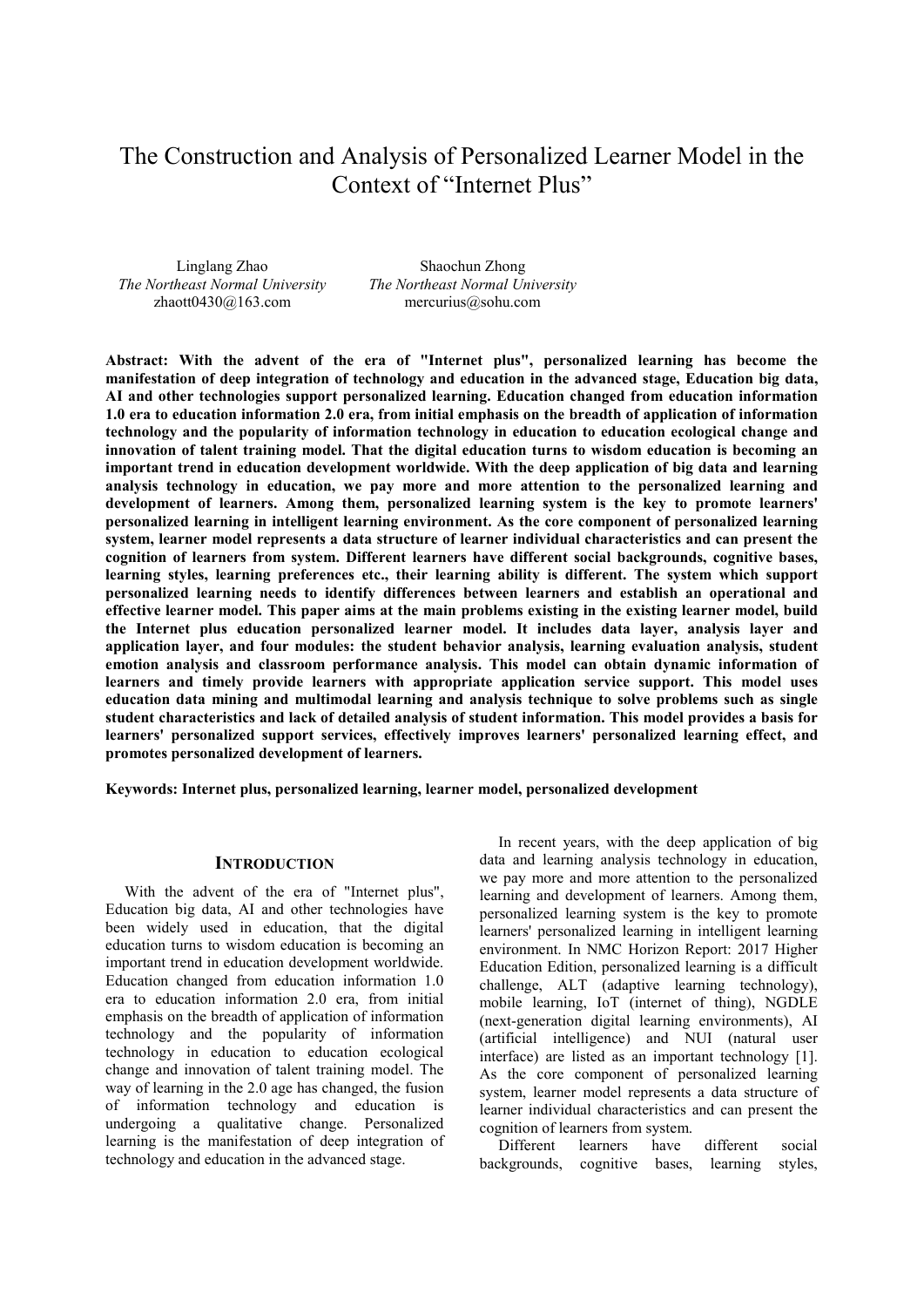# The Construction and Analysis of Personalized Learner Model in the Context of "Internet Plus"

Linglang Zhao
*The Northeast Normal University*
zhaott0430@163.com

Shaochun Zhong
*The Northeast Normal University*
mercurius@sohu.com

**Abstract: With the advent of the era of "Internet plus", personalized learning has become the manifestation of deep integration of technology and education in the advanced stage, Education big data, AI and other technologies support personalized learning. Education changed from education information 1.0 era to education information 2.0 era, from initial emphasis on the breadth of application of information technology and the popularity of information technology in education to education ecological change and innovation of talent training model. That the digital education turns to wisdom education is becoming an important trend in education development worldwide. With the deep application of big data and learning analysis technology in education, we pay more and more attention to the personalized learning and development of learners. Among them, personalized learning system is the key to promote learners' personalized learning in intelligent learning environment. As the core component of personalized learning system, learner model represents a data structure of learner individual characteristics and can present the cognition of learners from system. Different learners have different social backgrounds, cognitive bases, learning styles, learning preferences etc., their learning ability is different. The system which support personalized learning needs to identify differences between learners and establish an operational and effective learner model. This paper aims at the main problems existing in the existing learner model, build the Internet plus education personalized learner model. It includes data layer, analysis layer and application layer, and four modules: the student behavior analysis, learning evaluation analysis, student emotion analysis and classroom performance analysis. This model can obtain dynamic information of learners and timely provide learners with appropriate application service support. This model uses education data mining and multimodal learning and analysis technique to solve problems such as single student characteristics and lack of detailed analysis of student information. This model provides a basis for learners' personalized support services, effectively improves learners' personalized learning effect, and promotes personalized development of learners.**

**Keywords: Internet plus, personalized learning, learner model, personalized development**

## INTRODUCTION

With the advent of the era of "Internet plus", Education big data, AI and other technologies have been widely used in education, that the digital education turns to wisdom education is becoming an important trend in education development worldwide. Education changed from education information 1.0 era to education information 2.0 era, from initial emphasis on the breadth of application of information technology and the popularity of information technology in education to education ecological change and innovation of talent training model. The way of learning in the 2.0 age has changed, the fusion of information technology and education is undergoing a qualitative change. Personalized learning is the manifestation of deep integration of technology and education in the advanced stage.

In recent years, with the deep application of big data and learning analysis technology in education, we pay more and more attention to the personalized learning and development of learners. Among them, personalized learning system is the key to promote learners' personalized learning in intelligent learning environment. In NMC Horizon Report: 2017 Higher Education Edition, personalized learning is a difficult challenge, ALT (adaptive learning technology), mobile learning, IoT (internet of thing), NGDLE (next-generation digital learning environments), AI (artificial intelligence) and NUI (natural user interface) are listed as an important technology [1]. As the core component of personalized learning system, learner model represents a data structure of learner individual characteristics and can present the cognition of learners from system.

Different learners have different social backgrounds, cognitive bases, learning styles,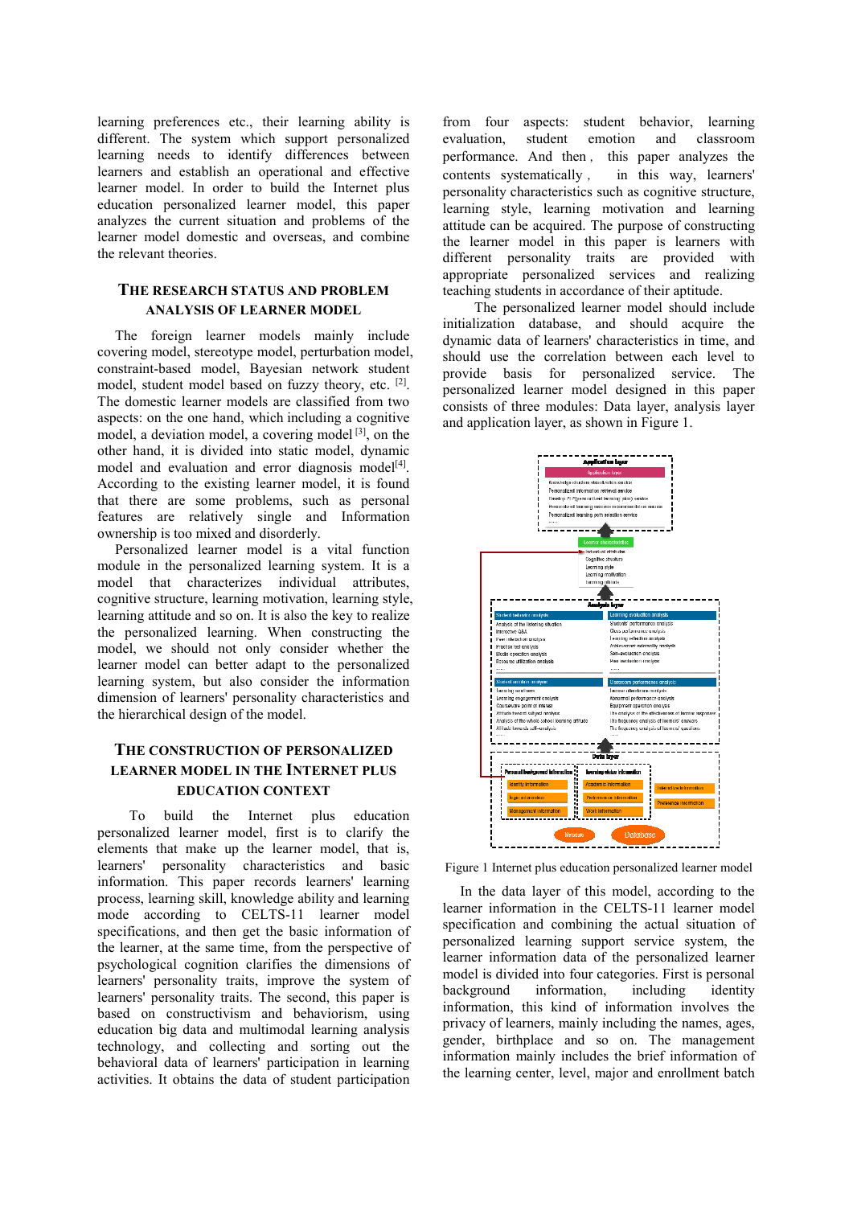learning preferences etc., their learning ability is different. The system which support personalized learning needs to identify differences between learners and establish an operational and effective learner model. In order to build the Internet plus education personalized learner model, this paper analyzes the current situation and problems of the learner model domestic and overseas, and combine the relevant theories.

## THE RESEARCH STATUS AND PROBLEM ANALYSIS OF LEARNER MODEL

The foreign learner models mainly include covering model, stereotype model, perturbation model, constraint-based model, Bayesian network student model, student model based on fuzzy theory, etc. [2]. The domestic learner models are classified from two aspects: on the one hand, which including a cognitive model, a deviation model, a covering model [3], on the other hand, it is divided into static model, dynamic model and evaluation and error diagnosis model[4]. According to the existing learner model, it is found that there are some problems, such as personal features are relatively single and Information ownership is too mixed and disorderly.

Personalized learner model is a vital function module in the personalized learning system. It is a model that characterizes individual attributes, cognitive structure, learning motivation, learning style, learning attitude and so on. It is also the key to realize the personalized learning. When constructing the model, we should not only consider whether the learner model can better adapt to the personalized learning system, but also consider the information dimension of learners' personality characteristics and the hierarchical design of the model.

## THE CONSTRUCTION OF PERSONALIZED LEARNER MODEL IN THE INTERNET PLUS EDUCATION CONTEXT

To build the Internet plus education personalized learner model, first is to clarify the elements that make up the learner model, that is, learners' personality characteristics and basic information. This paper records learners' learning process, learning skill, knowledge ability and learning mode according to CELTS-11 learner model specifications, and then get the basic information of the learner, at the same time, from the perspective of psychological cognition clarifies the dimensions of learners' personality traits, improve the system of learners' personality traits. The second, this paper is based on constructivism and behaviorism, using education big data and multimodal learning analysis technology, and collecting and sorting out the behavioral data of learners' participation in learning activities. It obtains the data of student participation from four aspects: student behavior, learning evaluation, student emotion and classroom performance. And then, this paper analyzes the contents systematically, in this way, learners' personality characteristics such as cognitive structure, learning style, learning motivation and learning attitude can be acquired. The purpose of constructing the learner model in this paper is learners with different personality traits are provided with appropriate personalized services and realizing teaching students in accordance of their aptitude.

The personalized learner model should include initialization database, and should acquire the dynamic data of learners' characteristics in time, and should use the correlation between each level to provide basis for personalized service. The personalized learner model designed in this paper consists of three modules: Data layer, analysis layer and application layer, as shown in Figure 1.

Figure 1 Internet plus education personalized learner model

In the data layer of this model, according to the learner information in the CELTS-11 learner model specification and combining the actual situation of personalized learning support service system, the learner information data of the personalized learner model is divided into four categories. First is personal background information, including identity information, this kind of information involves the privacy of learners, mainly including the names, ages, gender, birthplace and so on. The management information mainly includes the brief information of the learning center, level, major and enrollment batch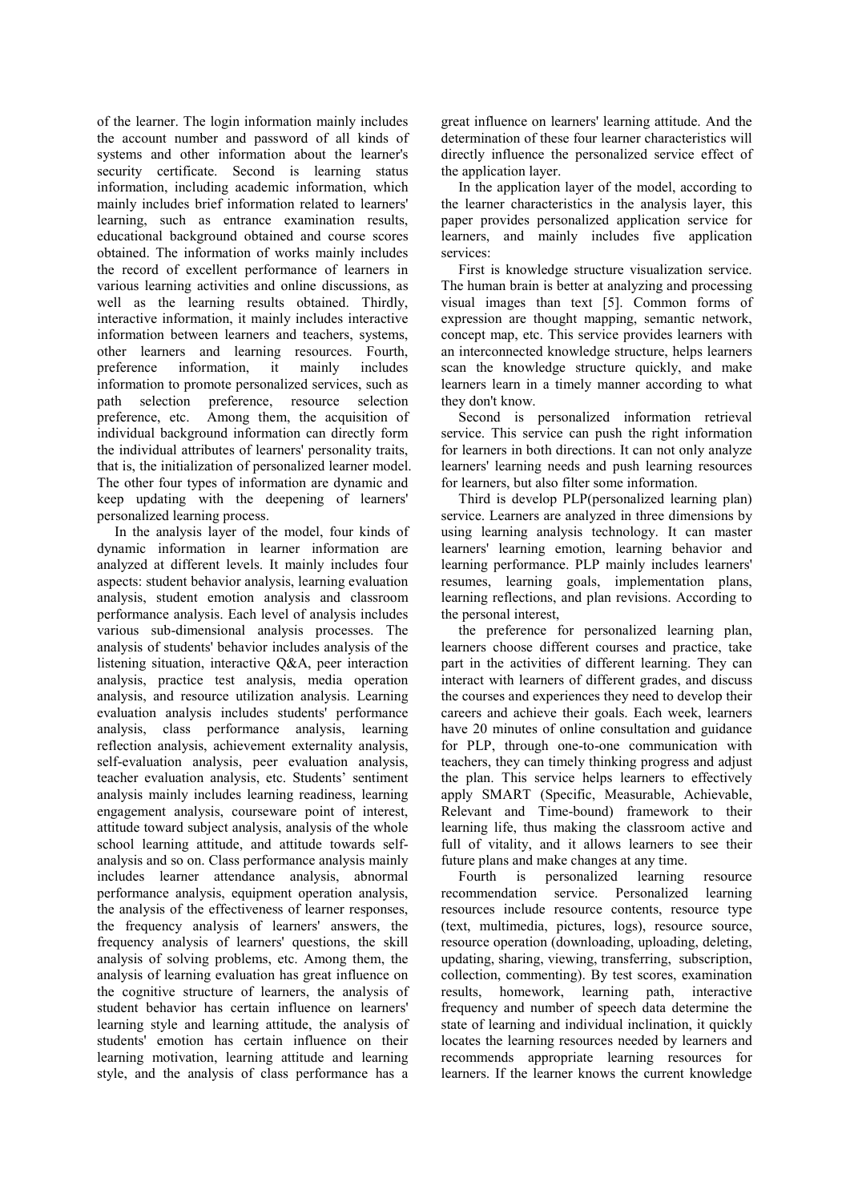of the learner. The login information mainly includes the account number and password of all kinds of systems and other information about the learner's security certificate. Second is learning status information, including academic information, which mainly includes brief information related to learners' learning, such as entrance examination results, educational background obtained and course scores obtained. The information of works mainly includes the record of excellent performance of learners in various learning activities and online discussions, as well as the learning results obtained. Thirdly, interactive information, it mainly includes interactive information between learners and teachers, systems, other learners and learning resources. Fourth, preference information, it mainly includes information to promote personalized services, such as path selection preference, resource selection preference, etc. Among them, the acquisition of individual background information can directly form the individual attributes of learners' personality traits, that is, the initialization of personalized learner model. The other four types of information are dynamic and keep updating with the deepening of learners' personalized learning process.

In the analysis layer of the model, four kinds of dynamic information in learner information are analyzed at different levels. It mainly includes four aspects: student behavior analysis, learning evaluation analysis, student emotion analysis and classroom performance analysis. Each level of analysis includes various sub-dimensional analysis processes. The analysis of students' behavior includes analysis of the listening situation, interactive Q&A, peer interaction analysis, practice test analysis, media operation analysis, and resource utilization analysis. Learning evaluation analysis includes students' performance analysis, class performance analysis, learning reflection analysis, achievement externality analysis, self-evaluation analysis, peer evaluation analysis, teacher evaluation analysis, etc. Students' sentiment analysis mainly includes learning readiness, learning engagement analysis, courseware point of interest, attitude toward subject analysis, analysis of the whole school learning attitude, and attitude towards self-analysis and so on. Class performance analysis mainly includes learner attendance analysis, abnormal performance analysis, equipment operation analysis, the analysis of the effectiveness of learner responses, the frequency analysis of learners' answers, the frequency analysis of learners' questions, the skill analysis of solving problems, etc. Among them, the analysis of learning evaluation has great influence on the cognitive structure of learners, the analysis of student behavior has certain influence on learners' learning style and learning attitude, the analysis of students' emotion has certain influence on their learning motivation, learning attitude and learning style, and the analysis of class performance has a great influence on learners' learning attitude. And the determination of these four learner characteristics will directly influence the personalized service effect of the application layer.

In the application layer of the model, according to the learner characteristics in the analysis layer, this paper provides personalized application service for learners, and mainly includes five application services:

First is knowledge structure visualization service. The human brain is better at analyzing and processing visual images than text [5]. Common forms of expression are thought mapping, semantic network, concept map, etc. This service provides learners with an interconnected knowledge structure, helps learners scan the knowledge structure quickly, and make learners learn in a timely manner according to what they don't know.

Second is personalized information retrieval service. This service can push the right information for learners in both directions. It can not only analyze learners' learning needs and push learning resources for learners, but also filter some information.

Third is develop PLP(personalized learning plan) service. Learners are analyzed in three dimensions by using learning analysis technology. It can master learners' learning emotion, learning behavior and learning performance. PLP mainly includes learners' resumes, learning goals, implementation plans, learning reflections, and plan revisions. According to the personal interest,

the preference for personalized learning plan, learners choose different courses and practice, take part in the activities of different learning. They can interact with learners of different grades, and discuss the courses and experiences they need to develop their careers and achieve their goals. Each week, learners have 20 minutes of online consultation and guidance for PLP, through one-to-one communication with teachers, they can timely thinking progress and adjust the plan. This service helps learners to effectively apply SMART (Specific, Measurable, Achievable, Relevant and Time-bound) framework to their learning life, thus making the classroom active and full of vitality, and it allows learners to see their future plans and make changes at any time.

Fourth is personalized learning resource recommendation service. Personalized learning resources include resource contents, resource type (text, multimedia, pictures, logs), resource source, resource operation (downloading, uploading, deleting, updating, sharing, viewing, transferring, subscription, collection, commenting). By test scores, examination results, homework, learning path, interactive frequency and number of speech data determine the state of learning and individual inclination, it quickly locates the learning resources needed by learners and recommends appropriate learning resources for learners. If the learner knows the current knowledge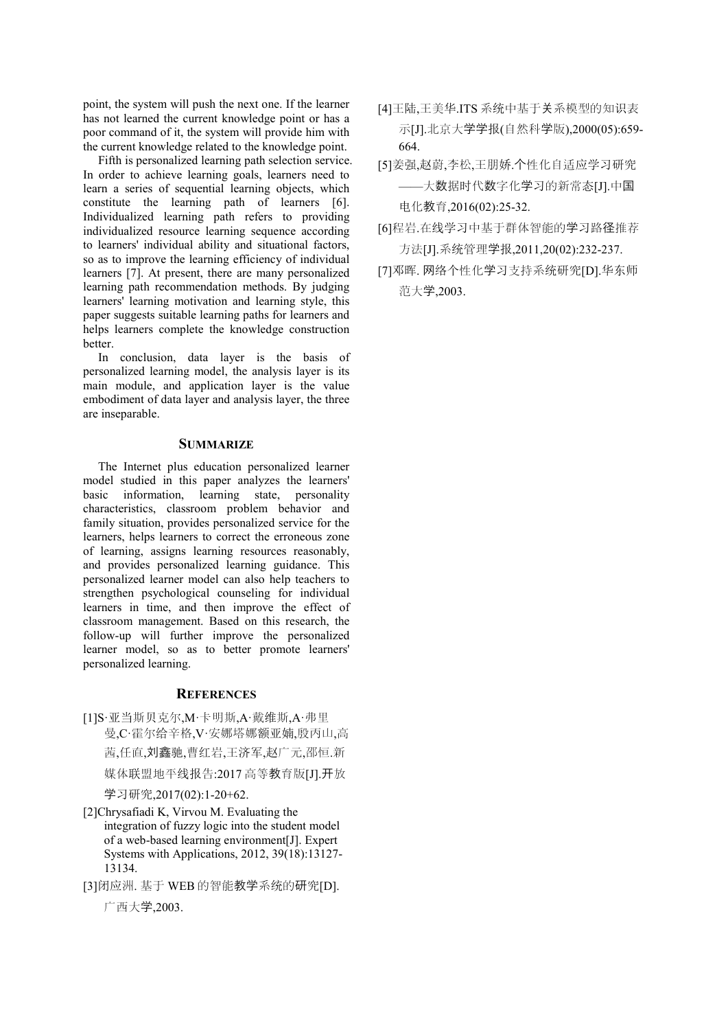point, the system will push the next one. If the learner has not learned the current knowledge point or has a poor command of it, the system will provide him with the current knowledge related to the knowledge point.

Fifth is personalized learning path selection service. In order to achieve learning goals, learners need to learn a series of sequential learning objects, which constitute the learning path of learners [6]. Individualized learning path refers to providing individualized resource learning sequence according to learners' individual ability and situational factors, so as to improve the learning efficiency of individual learners [7]. At present, there are many personalized learning path recommendation methods. By judging learners' learning motivation and learning style, this paper suggests suitable learning paths for learners and helps learners complete the knowledge construction better.

In conclusion, data layer is the basis of personalized learning model, the analysis layer is its main module, and application layer is the value embodiment of data layer and analysis layer, the three are inseparable.

## SUMMARIZE

The Internet plus education personalized learner model studied in this paper analyzes the learners' basic information, learning state, personality characteristics, classroom problem behavior and family situation, provides personalized service for the learners, helps learners to correct the erroneous zone of learning, assigns learning resources reasonably, and provides personalized learning guidance. This personalized learner model can also help teachers to strengthen psychological counseling for individual learners in time, and then improve the effect of classroom management. Based on this research, the follow-up will further improve the personalized learner model, so as to better promote learners' personalized learning.

## REFERENCES

[1]S·亚当斯贝克尔,M·卡明斯,A·戴维斯,A·弗里曼,C·霍尔给辛格,V·安娜塔娜额亚娴,殷丙山,高茜,任直,刘鑫驰,曹红岩,王济军,赵广元,邵恒.新媒体联盟地平线报告:2017 高等教育版[J].开放学习研究,2017(02):1-20+62.

[2]Chrysafiadi K, Virvou M. Evaluating the integration of fuzzy logic into the student model of a web-based learning environment[J]. Expert Systems with Applications, 2012, 39(18):13127-13134.

[3]闭应洲. 基于 WEB 的智能教学系统的研究[D]. 广西大学,2003.

[4]王陆,王美华.ITS 系统中基于关系模型的知识表示[J].北京大学学报(自然科学版),2000(05):659-664.

[5]姜强,赵蔚,李松,王朋娇.个性化自适应学习研究——大数据时代数字化学习的新常态[J].中国电化教育,2016(02):25-32.

[6]程岩.在线学习中基于群体智能的学习路径推荐方法[J].系统管理学报,2011,20(02):232-237.

[7]邓晖. 网络个性化学习支持系统研究[D].华东师范大学,2003.